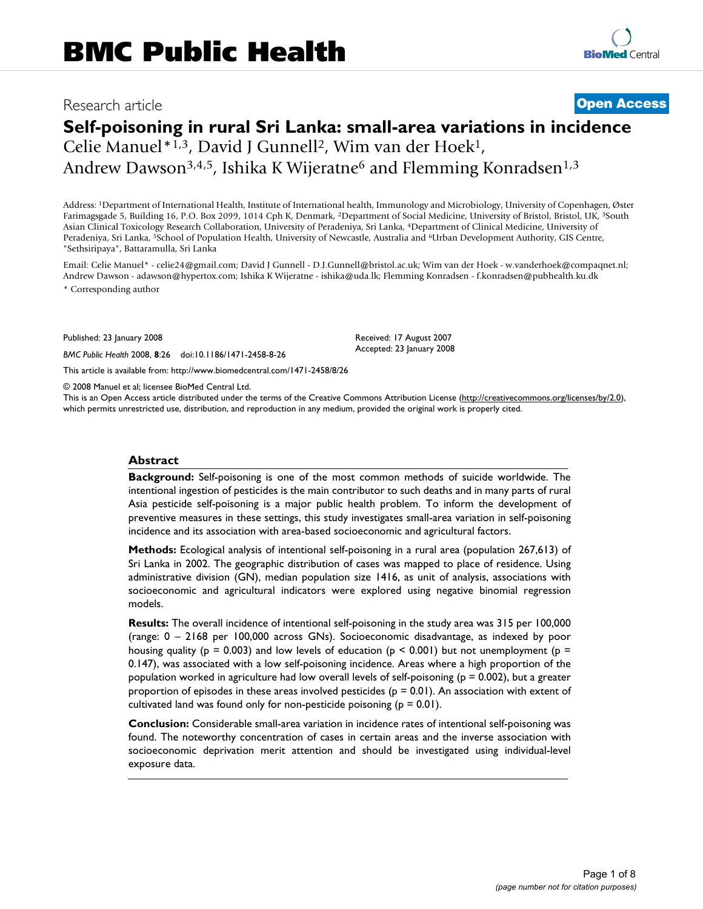# BMC Public Health

Research article **Open Access**

## Self-poisoning in rural Sri Lanka: small-area variations in incidence

Celie Manuel*[1,3], David J Gunnell[2], Wim van der Hoek[1], Andrew Dawson[3,4,5], Ishika K Wijeratne[6] and Flemming Konradsen[1,3]

Address: [1]Department of International Health, Institute of International health, Immunology and Microbiology, University of Copenhagen, Øster Farimagsgade 5, Building 16, P.O. Box 2099, 1014 Cph K, Denmark, [2]Department of Social Medicine, University of Bristol, Bristol, UK, [3]South Asian Clinical Toxicology Research Collaboration, University of Peradeniya, Sri Lanka, [4]Department of Clinical Medicine, University of Peradeniya, Sri Lanka, [5]School of Population Health, University of Newcastle, Australia and [6]Urban Development Authority, GIS Centre, "Sethsiripaya", Battaramulla, Sri Lanka

Email: Celie Manuel* - celie24@gmail.com; David J Gunnell - D.J.Gunnell@bristol.ac.uk; Wim van der Hoek - w.vanderhoek@compaqnet.nl; Andrew Dawson - adawson@hypertox.com; Ishika K Wijeratne - ishika@uda.lk; Flemming Konradsen - f.konradsen@pubhealth.ku.dk

* Corresponding author

Published: 23 January 2008

*BMC Public Health* 2008, **8**:26 doi:10.1186/1471-2458-8-26

Received: 17 August 2007
Accepted: 23 January 2008

This article is available from: http://www.biomedcentral.com/1471-2458/8/26

© 2008 Manuel et al; licensee BioMed Central Ltd.

This is an Open Access article distributed under the terms of the Creative Commons Attribution License (http://creativecommons.org/licenses/by/2.0), which permits unrestricted use, distribution, and reproduction in any medium, provided the original work is properly cited.

### Abstract

**Background:** Self-poisoning is one of the most common methods of suicide worldwide. The intentional ingestion of pesticides is the main contributor to such deaths and in many parts of rural Asia pesticide self-poisoning is a major public health problem. To inform the development of preventive measures in these settings, this study investigates small-area variation in self-poisoning incidence and its association with area-based socioeconomic and agricultural factors.

**Methods:** Ecological analysis of intentional self-poisoning in a rural area (population 267,613) of Sri Lanka in 2002. The geographic distribution of cases was mapped to place of residence. Using administrative division (GN), median population size 1416, as unit of analysis, associations with socioeconomic and agricultural indicators were explored using negative binomial regression models.

**Results:** The overall incidence of intentional self-poisoning in the study area was 315 per 100,000 (range: 0 – 2168 per 100,000 across GNs). Socioeconomic disadvantage, as indexed by poor housing quality ($p = 0.003$) and low levels of education ($p < 0.001$) but not unemployment ($p = 0.147$), was associated with a low self-poisoning incidence. Areas where a high proportion of the population worked in agriculture had low overall levels of self-poisoning ($p = 0.002$), but a greater proportion of episodes in these areas involved pesticides ($p = 0.01$). An association with extent of cultivated land was found only for non-pesticide poisoning ($p = 0.01$).

**Conclusion:** Considerable small-area variation in incidence rates of intentional self-poisoning was found. The noteworthy concentration of cases in certain areas and the inverse association with socioeconomic deprivation merit attention and should be investigated using individual-level exposure data.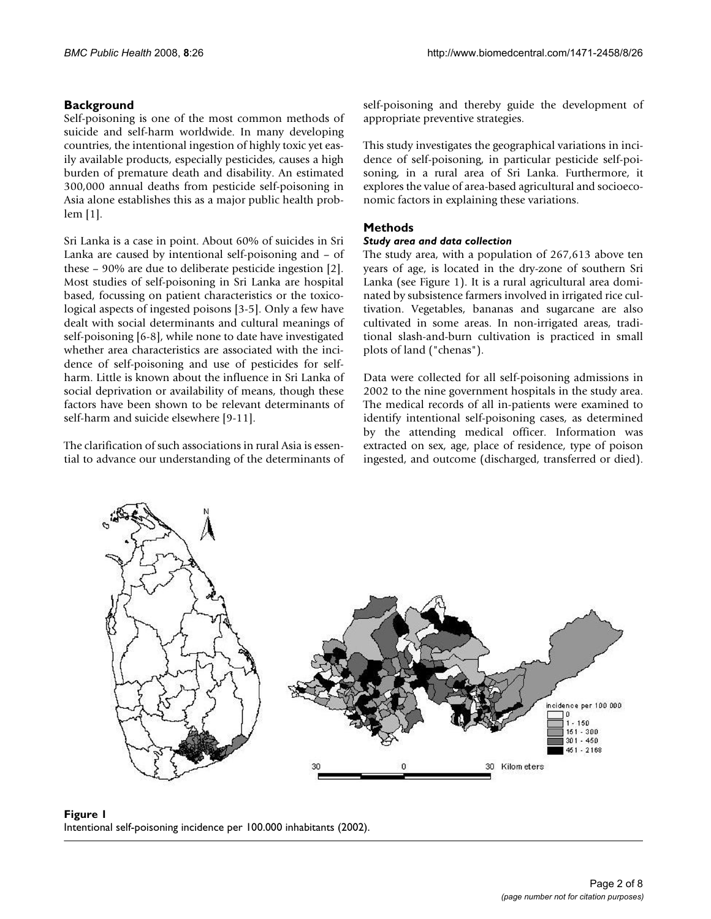## Background

Self-poisoning is one of the most common methods of suicide and self-harm worldwide. In many developing countries, the intentional ingestion of highly toxic yet easily available products, especially pesticides, causes a high burden of premature death and disability. An estimated 300,000 annual deaths from pesticide self-poisoning in Asia alone establishes this as a major public health problem [1].

Sri Lanka is a case in point. About 60% of suicides in Sri Lanka are caused by intentional self-poisoning and – of these – 90% are due to deliberate pesticide ingestion [2]. Most studies of self-poisoning in Sri Lanka are hospital based, focussing on patient characteristics or the toxicological aspects of ingested poisons [3-5]. Only a few have dealt with social determinants and cultural meanings of self-poisoning [6-8], while none to date have investigated whether area characteristics are associated with the incidence of self-poisoning and use of pesticides for self-harm. Little is known about the influence in Sri Lanka of social deprivation or availability of means, though these factors have been shown to be relevant determinants of self-harm and suicide elsewhere [9-11].

The clarification of such associations in rural Asia is essential to advance our understanding of the determinants of self-poisoning and thereby guide the development of appropriate preventive strategies.

This study investigates the geographical variations in incidence of self-poisoning, in particular pesticide self-poisoning, in a rural area of Sri Lanka. Furthermore, it explores the value of area-based agricultural and socioeconomic factors in explaining these variations.

## Methods

### *Study area and data collection*

The study area, with a population of 267,613 above ten years of age, is located in the dry-zone of southern Sri Lanka (see Figure 1). It is a rural agricultural area dominated by subsistence farmers involved in irrigated rice cultivation. Vegetables, bananas and sugarcane are also cultivated in some areas. In non-irrigated areas, traditional slash-and-burn cultivation is practiced in small plots of land ("chenas").

Data were collected for all self-poisoning admissions in 2002 to the nine government hospitals in the study area. The medical records of all in-patients were examined to identify intentional self-poisoning cases, as determined by the attending medical officer. Information was extracted on sex, age, place of residence, type of poison ingested, and outcome (discharged, transferred or died).

**Figure 1**
Intentional self-poisoning incidence per 100.000 inhabitants (2002).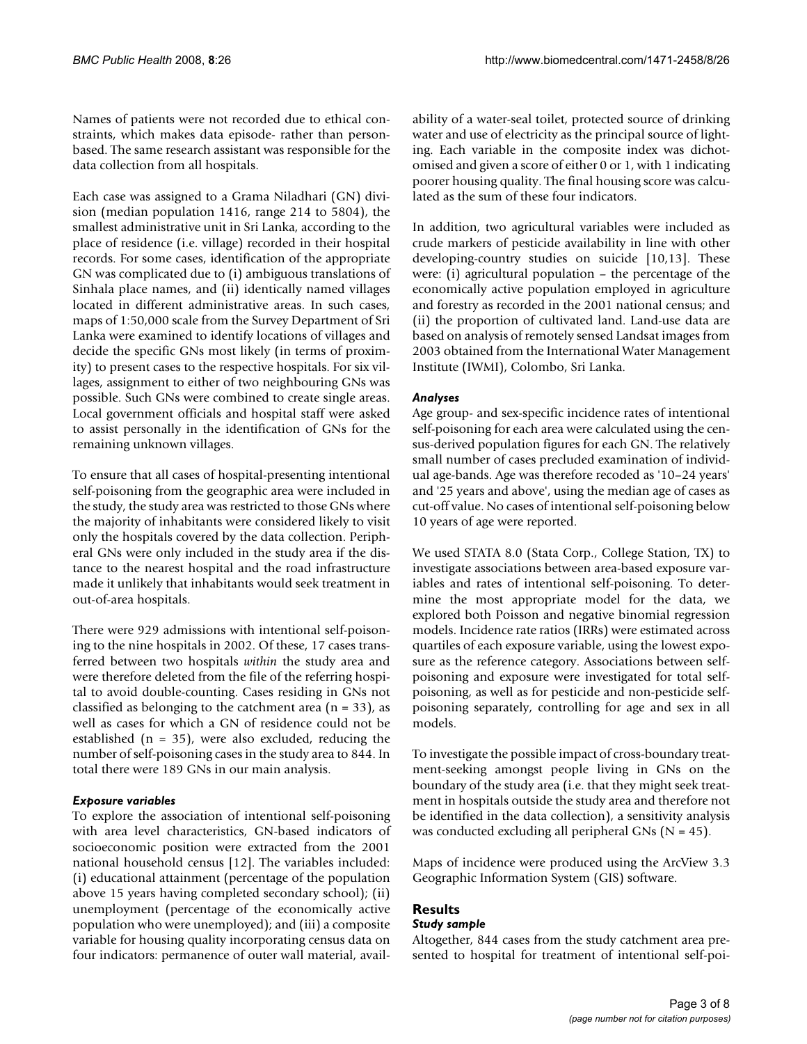Names of patients were not recorded due to ethical constraints, which makes data episode- rather than person-based. The same research assistant was responsible for the data collection from all hospitals.

Each case was assigned to a Grama Niladhari (GN) division (median population 1416, range 214 to 5804), the smallest administrative unit in Sri Lanka, according to the place of residence (i.e. village) recorded in their hospital records. For some cases, identification of the appropriate GN was complicated due to (i) ambiguous translations of Sinhala place names, and (ii) identically named villages located in different administrative areas. In such cases, maps of 1:50,000 scale from the Survey Department of Sri Lanka were examined to identify locations of villages and decide the specific GNs most likely (in terms of proximity) to present cases to the respective hospitals. For six villages, assignment to either of two neighbouring GNs was possible. Such GNs were combined to create single areas. Local government officials and hospital staff were asked to assist personally in the identification of GNs for the remaining unknown villages.

To ensure that all cases of hospital-presenting intentional self-poisoning from the geographic area were included in the study, the study area was restricted to those GNs where the majority of inhabitants were considered likely to visit only the hospitals covered by the data collection. Peripheral GNs were only included in the study area if the distance to the nearest hospital and the road infrastructure made it unlikely that inhabitants would seek treatment in out-of-area hospitals.

There were 929 admissions with intentional self-poisoning to the nine hospitals in 2002. Of these, 17 cases transferred between two hospitals *within* the study area and were therefore deleted from the file of the referring hospital to avoid double-counting. Cases residing in GNs not classified as belonging to the catchment area (n = 33), as well as cases for which a GN of residence could not be established (n = 35), were also excluded, reducing the number of self-poisoning cases in the study area to 844. In total there were 189 GNs in our main analysis.

### *Exposure variables*

To explore the association of intentional self-poisoning with area level characteristics, GN-based indicators of socioeconomic position were extracted from the 2001 national household census [12]. The variables included: (i) educational attainment (percentage of the population above 15 years having completed secondary school); (ii) unemployment (percentage of the economically active population who were unemployed); and (iii) a composite variable for housing quality incorporating census data on four indicators: permanence of outer wall material, availability of a water-seal toilet, protected source of drinking water and use of electricity as the principal source of lighting. Each variable in the composite index was dichotomised and given a score of either 0 or 1, with 1 indicating poorer housing quality. The final housing score was calculated as the sum of these four indicators.

In addition, two agricultural variables were included as crude markers of pesticide availability in line with other developing-country studies on suicide [10,13]. These were: (i) agricultural population – the percentage of the economically active population employed in agriculture and forestry as recorded in the 2001 national census; and (ii) the proportion of cultivated land. Land-use data are based on analysis of remotely sensed Landsat images from 2003 obtained from the International Water Management Institute (IWMI), Colombo, Sri Lanka.

### *Analyses*

Age group- and sex-specific incidence rates of intentional self-poisoning for each area were calculated using the census-derived population figures for each GN. The relatively small number of cases precluded examination of individual age-bands. Age was therefore recoded as '10–24 years' and '25 years and above', using the median age of cases as cut-off value. No cases of intentional self-poisoning below 10 years of age were reported.

We used STATA 8.0 (Stata Corp., College Station, TX) to investigate associations between area-based exposure variables and rates of intentional self-poisoning. To determine the most appropriate model for the data, we explored both Poisson and negative binomial regression models. Incidence rate ratios (IRRs) were estimated across quartiles of each exposure variable, using the lowest exposure as the reference category. Associations between self-poisoning and exposure were investigated for total self-poisoning, as well as for pesticide and non-pesticide self-poisoning separately, controlling for age and sex in all models.

To investigate the possible impact of cross-boundary treatment-seeking amongst people living in GNs on the boundary of the study area (i.e. that they might seek treatment in hospitals outside the study area and therefore not be identified in the data collection), a sensitivity analysis was conducted excluding all peripheral GNs (N = 45).

Maps of incidence were produced using the ArcView 3.3 Geographic Information System (GIS) software.

## Results

### *Study sample*

Altogether, 844 cases from the study catchment area presented to hospital for treatment of intentional self-poi-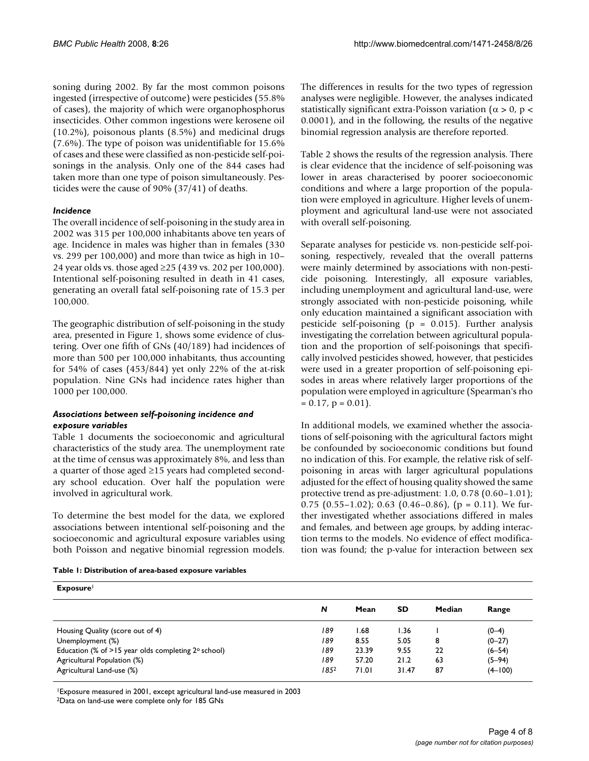soning during 2002. By far the most common poisons ingested (irrespective of outcome) were pesticides (55.8% of cases), the majority of which were organophosphorus insecticides. Other common ingestions were kerosene oil (10.2%), poisonous plants (8.5%) and medicinal drugs (7.6%). The type of poison was unidentifiable for 15.6% of cases and these were classified as non-pesticide self-poisonings in the analysis. Only one of the 844 cases had taken more than one type of poison simultaneously. Pesticides were the cause of 90% (37/41) of deaths.

### *Incidence*

The overall incidence of self-poisoning in the study area in 2002 was 315 per 100,000 inhabitants above ten years of age. Incidence in males was higher than in females (330 vs. 299 per 100,000) and more than twice as high in 10–24 year olds vs. those aged ≥25 (439 vs. 202 per 100,000). Intentional self-poisoning resulted in death in 41 cases, generating an overall fatal self-poisoning rate of 15.3 per 100,000.

The geographic distribution of self-poisoning in the study area, presented in Figure 1, shows some evidence of clustering. Over one fifth of GNs (40/189) had incidences of more than 500 per 100,000 inhabitants, thus accounting for 54% of cases (453/844) yet only 22% of the at-risk population. Nine GNs had incidence rates higher than 1000 per 100,000.

### *Associations between self-poisoning incidence and exposure variables*

Table 1 documents the socioeconomic and agricultural characteristics of the study area. The unemployment rate at the time of census was approximately 8%, and less than a quarter of those aged ≥15 years had completed secondary school education. Over half the population were involved in agricultural work.

To determine the best model for the data, we explored associations between intentional self-poisoning and the socioeconomic and agricultural exposure variables using both Poisson and negative binomial regression models. The differences in results for the two types of regression analyses were negligible. However, the analyses indicated statistically significant extra-Poisson variation ($\alpha > 0$, $p < 0.0001$), and in the following, the results of the negative binomial regression analysis are therefore reported.

Table 2 shows the results of the regression analysis. There is clear evidence that the incidence of self-poisoning was lower in areas characterised by poorer socioeconomic conditions and where a large proportion of the population were employed in agriculture. Higher levels of unemployment and agricultural land-use were not associated with overall self-poisoning.

Separate analyses for pesticide vs. non-pesticide self-poisoning, respectively, revealed that the overall patterns were mainly determined by associations with non-pesticide poisoning. Interestingly, all exposure variables, including unemployment and agricultural land-use, were strongly associated with non-pesticide poisoning, while only education maintained a significant association with pesticide self-poisoning ($p = 0.015$). Further analysis investigating the correlation between agricultural population and the proportion of self-poisonings that specifically involved pesticides showed, however, that pesticides were used in a greater proportion of self-poisoning episodes in areas where relatively larger proportions of the population were employed in agriculture (Spearman's rho = 0.17, $p = 0.01$).

In additional models, we examined whether the associations of self-poisoning with the agricultural factors might be confounded by socioeconomic conditions but found no indication of this. For example, the relative risk of self-poisoning in areas with larger agricultural populations adjusted for the effect of housing quality showed the same protective trend as pre-adjustment: 1.0, 0.78 (0.60–1.01); 0.75 (0.55–1.02); 0.63 (0.46–0.86), ($p = 0.11$). We further investigated whether associations differed in males and females, and between age groups, by adding interaction terms to the models. No evidence of effect modification was found; the p-value for interaction between sex

**Table 1: Distribution of area-based exposure variables**

| Exposure[1] | *N* | Mean | SD | Median | Range |
|---|---|---|---|---|---|
| Housing Quality (score out of 4) | 189 | 1.68 | 1.36 | 1 | (0–4) |
| Unemployment (%) | 189 | 8.55 | 5.05 | 8 | (0–27) |
| Education (% of >15 year olds completing 2° school) | 189 | 23.39 | 9.55 | 22 | (6–54) |
| Agricultural Population (%) | 189 | 57.20 | 21.2 | 63 | (5–94) |
| Agricultural Land-use (%) | 185[2] | 71.01 | 31.47 | 87 | (4–100) |

[1]Exposure measured in 2001, except agricultural land-use measured in 2003
[2]Data on land-use were complete only for 185 GNs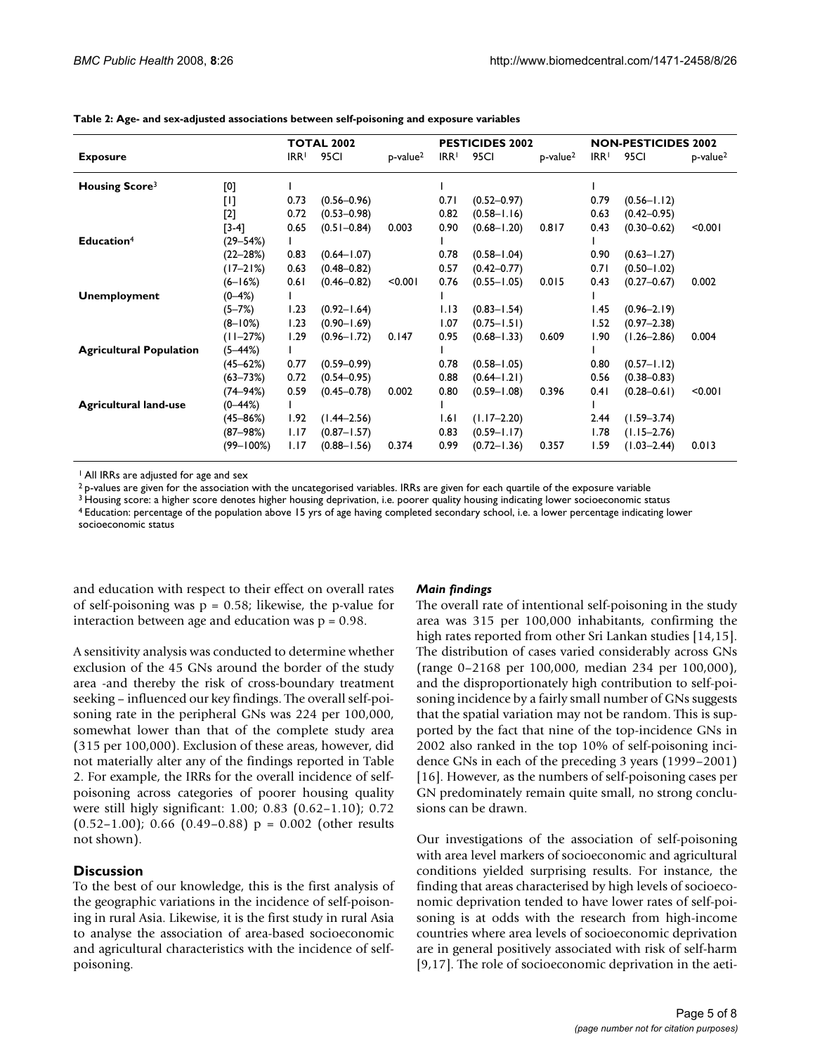**Table 2: Age- and sex-adjusted associations between self-poisoning and exposure variables**

| Exposure | | TOTAL 2002 | | | PESTICIDES 2002 | | | NON-PESTICIDES 2002 | | |
|---|---|---|---|---|---|---|---|---|---|---|
| | | IRR[1] | 95CI | p-value[2] | IRR[1] | 95CI | p-value[2] | IRR[1] | 95CI | p-value[2] |
| **Housing Score**[3] | [0] | 1 | | | 1 | | | 1 | | |
| | [1] | 0.73 | (0.56–0.96) | | 0.71 | (0.52–0.97) | | 0.79 | (0.56–1.12) | |
| | [2] | 0.72 | (0.53–0.98) | | 0.82 | (0.58–1.16) | | 0.63 | (0.42–0.95) | |
| | [3-4] | 0.65 | (0.51–0.84) | 0.003 | 0.90 | (0.68–1.20) | 0.817 | 0.43 | (0.30–0.62) | <0.001 |
| **Education**[4] | (29–54%) | 1 | | | 1 | | | 1 | | |
| | (22–28%) | 0.83 | (0.64–1.07) | | 0.78 | (0.58–1.04) | | 0.90 | (0.63–1.27) | |
| | (17–21%) | 0.63 | (0.48–0.82) | | 0.57 | (0.42–0.77) | | 0.71 | (0.50–1.02) | |
| | (6–16%) | 0.61 | (0.46–0.82) | <0.001 | 0.76 | (0.55–1.05) | 0.015 | 0.43 | (0.27–0.67) | 0.002 |
| **Unemployment** | (0–4%) | 1 | | | 1 | | | 1 | | |
| | (5–7%) | 1.23 | (0.92–1.64) | | 1.13 | (0.83–1.54) | | 1.45 | (0.96–2.19) | |
| | (8–10%) | 1.23 | (0.90–1.69) | | 1.07 | (0.75–1.51) | | 1.52 | (0.97–2.38) | |
| | (11–27%) | 1.29 | (0.96–1.72) | 0.147 | 0.95 | (0.68–1.33) | 0.609 | 1.90 | (1.26–2.86) | 0.004 |
| **Agricultural Population** | (5–44%) | 1 | | | 1 | | | 1 | | |
| | (45–62%) | 0.77 | (0.59–0.99) | | 0.78 | (0.58–1.05) | | 0.80 | (0.57–1.12) | |
| | (63–73%) | 0.72 | (0.54–0.95) | | 0.88 | (0.64–1.21) | | 0.56 | (0.38–0.83) | |
| | (74–94%) | 0.59 | (0.45–0.78) | 0.002 | 0.80 | (0.59–1.08) | 0.396 | 0.41 | (0.28–0.61) | <0.001 |
| **Agricultural land-use** | (0–44%) | 1 | | | 1 | | | 1 | | |
| | (45–86%) | 1.92 | (1.44–2.56) | | 1.61 | (1.17–2.20) | | 2.44 | (1.59–3.74) | |
| | (87–98%) | 1.17 | (0.87–1.57) | | 0.83 | (0.59–1.17) | | 1.78 | (1.15–2.76) | |
| | (99–100%) | 1.17 | (0.88–1.56) | 0.374 | 0.99 | (0.72–1.36) | 0.357 | 1.59 | (1.03–2.44) | 0.013 |

[1] All IRRs are adjusted for age and sex

[2] p-values are given for the association with the uncategorised variables. IRRs are given for each quartile of the exposure variable

[3] Housing score: a higher score denotes higher housing deprivation, i.e. poorer quality housing indicating lower socioeconomic status

[4] Education: percentage of the population above 15 yrs of age having completed secondary school, i.e. a lower percentage indicating lower socioeconomic status

and education with respect to their effect on overall rates of self-poisoning was $p = 0.58$; likewise, the p-value for interaction between age and education was $p = 0.98$.

A sensitivity analysis was conducted to determine whether exclusion of the 45 GNs around the border of the study area -and thereby the risk of cross-boundary treatment seeking – influenced our key findings. The overall self-poisoning rate in the peripheral GNs was 224 per 100,000, somewhat lower than that of the complete study area (315 per 100,000). Exclusion of these areas, however, did not materially alter any of the findings reported in Table 2. For example, the IRRs for the overall incidence of self-poisoning across categories of poorer housing quality were still higly significant: 1.00; 0.83 (0.62–1.10); 0.72 (0.52–1.00); 0.66 (0.49–0.88) $p = 0.002$ (other results not shown).

## Discussion

To the best of our knowledge, this is the first analysis of the geographic variations in the incidence of self-poisoning in rural Asia. Likewise, it is the first study in rural Asia to analyse the association of area-based socioeconomic and agricultural characteristics with the incidence of self-poisoning.

### *Main findings*

The overall rate of intentional self-poisoning in the study area was 315 per 100,000 inhabitants, confirming the high rates reported from other Sri Lankan studies [14,15]. The distribution of cases varied considerably across GNs (range 0–2168 per 100,000, median 234 per 100,000), and the disproportionately high contribution to self-poisoning incidence by a fairly small number of GNs suggests that the spatial variation may not be random. This is supported by the fact that nine of the top-incidence GNs in 2002 also ranked in the top 10% of self-poisoning incidence GNs in each of the preceding 3 years (1999–2001) [16]. However, as the numbers of self-poisoning cases per GN predominately remain quite small, no strong conclusions can be drawn.

Our investigations of the association of self-poisoning with area level markers of socioeconomic and agricultural conditions yielded surprising results. For instance, the finding that areas characterised by high levels of socioeconomic deprivation tended to have lower rates of self-poisoning is at odds with the research from high-income countries where area levels of socioeconomic deprivation are in general positively associated with risk of self-harm [9,17]. The role of socioeconomic deprivation in the aeti-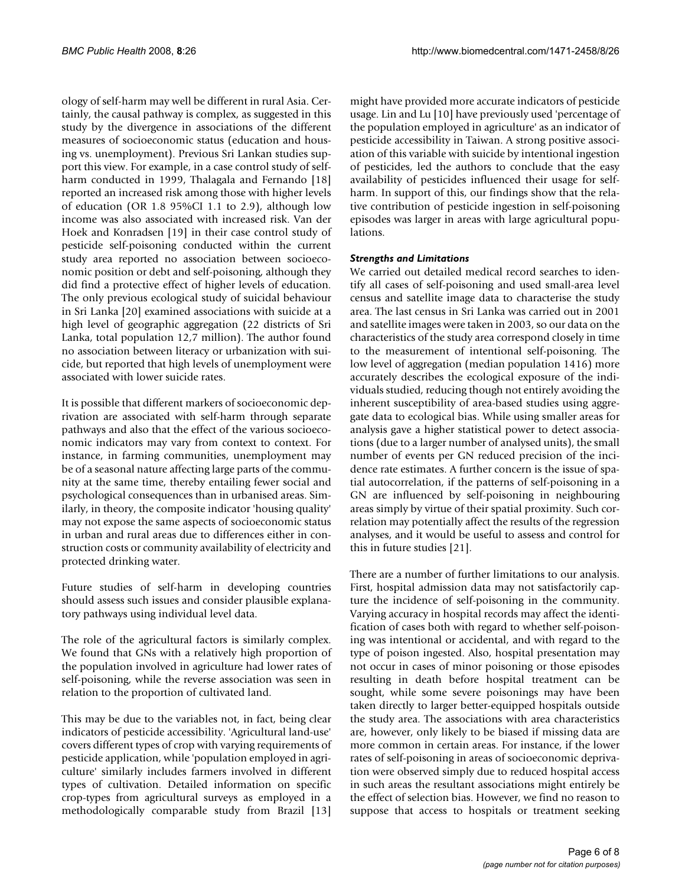ology of self-harm may well be different in rural Asia. Certainly, the causal pathway is complex, as suggested in this study by the divergence in associations of the different measures of socioeconomic status (education and housing vs. unemployment). Previous Sri Lankan studies support this view. For example, in a case control study of self-harm conducted in 1999, Thalagala and Fernando [18] reported an increased risk among those with higher levels of education (OR 1.8 95%CI 1.1 to 2.9), although low income was also associated with increased risk. Van der Hoek and Konradsen [19] in their case control study of pesticide self-poisoning conducted within the current study area reported no association between socioeconomic position or debt and self-poisoning, although they did find a protective effect of higher levels of education. The only previous ecological study of suicidal behaviour in Sri Lanka [20] examined associations with suicide at a high level of geographic aggregation (22 districts of Sri Lanka, total population 12,7 million). The author found no association between literacy or urbanization with suicide, but reported that high levels of unemployment were associated with lower suicide rates.

It is possible that different markers of socioeconomic deprivation are associated with self-harm through separate pathways and also that the effect of the various socioeconomic indicators may vary from context to context. For instance, in farming communities, unemployment may be of a seasonal nature affecting large parts of the community at the same time, thereby entailing fewer social and psychological consequences than in urbanised areas. Similarly, in theory, the composite indicator 'housing quality' may not expose the same aspects of socioeconomic status in urban and rural areas due to differences either in construction costs or community availability of electricity and protected drinking water.

Future studies of self-harm in developing countries should assess such issues and consider plausible explanatory pathways using individual level data.

The role of the agricultural factors is similarly complex. We found that GNs with a relatively high proportion of the population involved in agriculture had lower rates of self-poisoning, while the reverse association was seen in relation to the proportion of cultivated land.

This may be due to the variables not, in fact, being clear indicators of pesticide accessibility. 'Agricultural land-use' covers different types of crop with varying requirements of pesticide application, while 'population employed in agriculture' similarly includes farmers involved in different types of cultivation. Detailed information on specific crop-types from agricultural surveys as employed in a methodologically comparable study from Brazil [13] might have provided more accurate indicators of pesticide usage. Lin and Lu [10] have previously used 'percentage of the population employed in agriculture' as an indicator of pesticide accessibility in Taiwan. A strong positive association of this variable with suicide by intentional ingestion of pesticides, led the authors to conclude that the easy availability of pesticides influenced their usage for self-harm. In support of this, our findings show that the relative contribution of pesticide ingestion in self-poisoning episodes was larger in areas with large agricultural populations.

### *Strengths and Limitations*

We carried out detailed medical record searches to identify all cases of self-poisoning and used small-area level census and satellite image data to characterise the study area. The last census in Sri Lanka was carried out in 2001 and satellite images were taken in 2003, so our data on the characteristics of the study area correspond closely in time to the measurement of intentional self-poisoning. The low level of aggregation (median population 1416) more accurately describes the ecological exposure of the individuals studied, reducing though not entirely avoiding the inherent susceptibility of area-based studies using aggregate data to ecological bias. While using smaller areas for analysis gave a higher statistical power to detect associations (due to a larger number of analysed units), the small number of events per GN reduced precision of the incidence rate estimates. A further concern is the issue of spatial autocorrelation, if the patterns of self-poisoning in a GN are influenced by self-poisoning in neighbouring areas simply by virtue of their spatial proximity. Such correlation may potentially affect the results of the regression analyses, and it would be useful to assess and control for this in future studies [21].

There are a number of further limitations to our analysis. First, hospital admission data may not satisfactorily capture the incidence of self-poisoning in the community. Varying accuracy in hospital records may affect the identification of cases both with regard to whether self-poisoning was intentional or accidental, and with regard to the type of poison ingested. Also, hospital presentation may not occur in cases of minor poisoning or those episodes resulting in death before hospital treatment can be sought, while some severe poisonings may have been taken directly to larger better-equipped hospitals outside the study area. The associations with area characteristics are, however, only likely to be biased if missing data are more common in certain areas. For instance, if the lower rates of self-poisoning in areas of socioeconomic deprivation were observed simply due to reduced hospital access in such areas the resultant associations might entirely be the effect of selection bias. However, we find no reason to suppose that access to hospitals or treatment seeking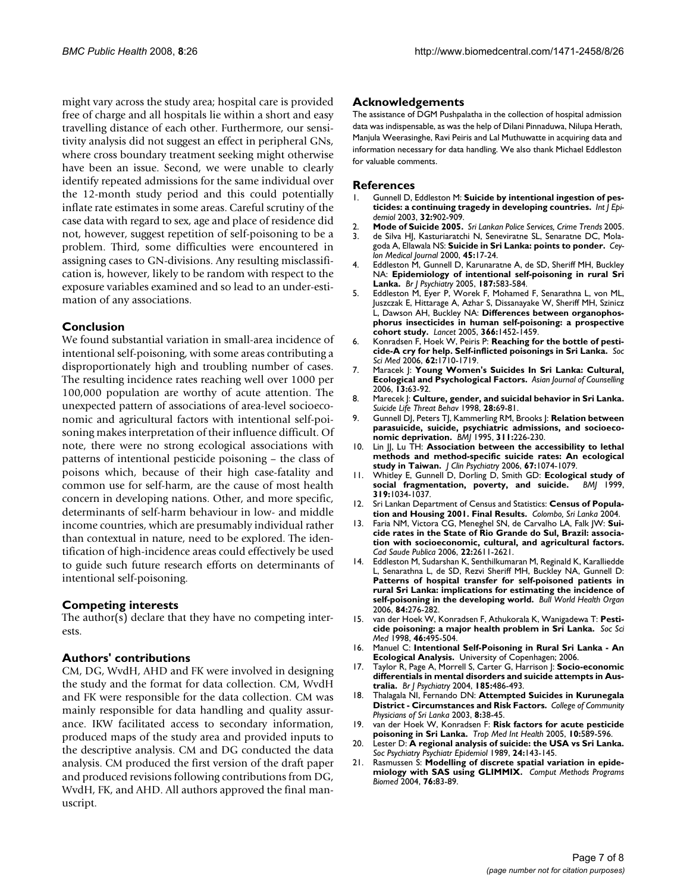might vary across the study area; hospital care is provided free of charge and all hospitals lie within a short and easy travelling distance of each other. Furthermore, our sensitivity analysis did not suggest an effect in peripheral GNs, where cross boundary treatment seeking might otherwise have been an issue. Second, we were unable to clearly identify repeated admissions for the same individual over the 12-month study period and this could potentially inflate rate estimates in some areas. Careful scrutiny of the case data with regard to sex, age and place of residence did not, however, suggest repetition of self-poisoning to be a problem. Third, some difficulties were encountered in assigning cases to GN-divisions. Any resulting misclassification is, however, likely to be random with respect to the exposure variables examined and so lead to an under-estimation of any associations.

## Conclusion

We found substantial variation in small-area incidence of intentional self-poisoning, with some areas contributing a disproportionately high and troubling number of cases. The resulting incidence rates reaching well over 1000 per 100,000 population are worthy of acute attention. The unexpected pattern of associations of area-level socioeconomic and agricultural factors with intentional self-poisoning makes interpretation of their influence difficult. Of note, there were no strong ecological associations with patterns of intentional pesticide poisoning – the class of poisons which, because of their high case-fatality and common use for self-harm, are the cause of most health concern in developing nations. Other, and more specific, determinants of self-harm behaviour in low- and middle income countries, which are presumably individual rather than contextual in nature, need to be explored. The identification of high-incidence areas could effectively be used to guide such future research efforts on determinants of intentional self-poisoning.

## Competing interests

The author(s) declare that they have no competing interests.

## Authors' contributions

CM, DG, WvdH, AHD and FK were involved in designing the study and the format for data collection. CM, WvdH and FK were responsible for the data collection. CM was mainly responsible for data handling and quality assurance. IKW facilitated access to secondary information, produced maps of the study area and provided inputs to the descriptive analysis. CM and DG conducted the data analysis. CM produced the first version of the draft paper and produced revisions following contributions from DG, WvdH, FK, and AHD. All authors approved the final manuscript.

## Acknowledgements

The assistance of DGM Pushpalatha in the collection of hospital admission data was indispensable, as was the help of Dilani Pinnaduwa, Nilupa Herath, Manjula Weerasinghe, Ravi Peiris and Lal Muthuwatte in acquiring data and information necessary for data handling. We also thank Michael Eddleston for valuable comments.

## References

1. Gunnell D, Eddleston M: **Suicide by intentional ingestion of pesticides: a continuing tragedy in developing countries.** *Int J Epidemiol* 2003, **32:**902-909.
2. **Mode of Suicide 2005.** *Sri Lankan Police Services, Crime Trends* 2005.
3. de Silva HJ, Kasturiaratchi N, Seneviratne SL, Senaratne DC, Molagoda A, Ellawala NS: **Suicide in Sri Lanka: points to ponder.** *Ceylon Medical Journal* 2000, **45:**17-24.
4. Eddleston M, Gunnell D, Karunaratne A, de SD, Sheriff MH, Buckley NA: **Epidemiology of intentional self-poisoning in rural Sri Lanka.** *Br J Psychiatry* 2005, **187:**583-584.
5. Eddleston M, Eyer P, Worek F, Mohamed F, Senarathna L, von ML, Juszczak E, Hittarage A, Azhar S, Dissanayake W, Sheriff MH, Szinicz L, Dawson AH, Buckley NA: **Differences between organophosphorus insecticides in human self-poisoning: a prospective cohort study.** *Lancet* 2005, **366:**1452-1459.
6. Konradsen F, Hoek W, Peiris P: **Reaching for the bottle of pesticide-A cry for help. Self-inflicted poisonings in Sri Lanka.** *Soc Sci Med* 2006, **62:**1710-1719.
7. Maracek J: **Young Women's Suicides In Sri Lanka: Cultural, Ecological and Psychological Factors.** *Asian Journal of Counselling* 2006, **13:**63-92.
8. Marecek J: **Culture, gender, and suicidal behavior in Sri Lanka.** *Suicide Life Threat Behav* 1998, **28:**69-81.
9. Gunnell DJ, Peters TJ, Kammerling RM, Brooks J: **Relation between parasuicide, suicide, psychiatric admissions, and socioeconomic deprivation.** *BMJ* 1995, **311:**226-230.
10. Lin JJ, Lu TH: **Association between the accessibility to lethal methods and method-specific suicide rates: An ecological study in Taiwan.** *J Clin Psychiatry* 2006, **67:**1074-1079.
11. Whitley E, Gunnell D, Dorling D, Smith GD: **Ecological study of social fragmentation, poverty, and suicide.** *BMJ* 1999, **319:**1034-1037.
12. Sri Lankan Department of Census and Statistics: **Census of Population and Housing 2001. Final Results.** *Colombo, Sri Lanka* 2004.
13. Faria NM, Victora CG, Meneghel SN, de Carvalho LA, Falk JW: **Suicide rates in the State of Rio Grande do Sul, Brazil: association with socioeconomic, cultural, and agricultural factors.** *Cad Saude Publica* 2006, **22:**2611-2621.
14. Eddleston M, Sudarshan K, Senthilkumaran M, Reginald K, Karalliedde L, Senarathna L, de SD, Rezvi Sheriff MH, Buckley NA, Gunnell D: **Patterns of hospital transfer for self-poisoned patients in rural Sri Lanka: implications for estimating the incidence of self-poisoning in the developing world.** *Bull World Health Organ* 2006, **84:**276-282.
15. van der Hoek W, Konradsen F, Athukorala K, Wanigadewa T: **Pesticide poisoning: a major health problem in Sri Lanka.** *Soc Sci Med* 1998, **46:**495-504.
16. Manuel C: **Intentional Self-Poisoning in Rural Sri Lanka - An Ecological Analysis.** University of Copenhagen; 2006.
17. Taylor R, Page A, Morrell S, Carter G, Harrison J: **Socio-economic differentials in mental disorders and suicide attempts in Australia.** *Br J Psychiatry* 2004, **185:**486-493.
18. Thalagala NI, Fernando DN: **Attempted Suicides in Kurunegala District - Circumstances and Risk Factors.** *College of Community Physicians of Sri Lanka* 2003, **8:**38-45.
19. van der Hoek W, Konradsen F: **Risk factors for acute pesticide poisoning in Sri Lanka.** *Trop Med Int Health* 2005, **10:**589-596.
20. Lester D: **A regional analysis of suicide: the USA vs Sri Lanka.** *Soc Psychiatry Psychiatr Epidemiol* 1989, **24:**143-145.
21. Rasmussen S: **Modelling of discrete spatial variation in epidemiology with SAS using GLIMMIX.** *Comput Methods Programs Biomed* 2004, **76:**83-89.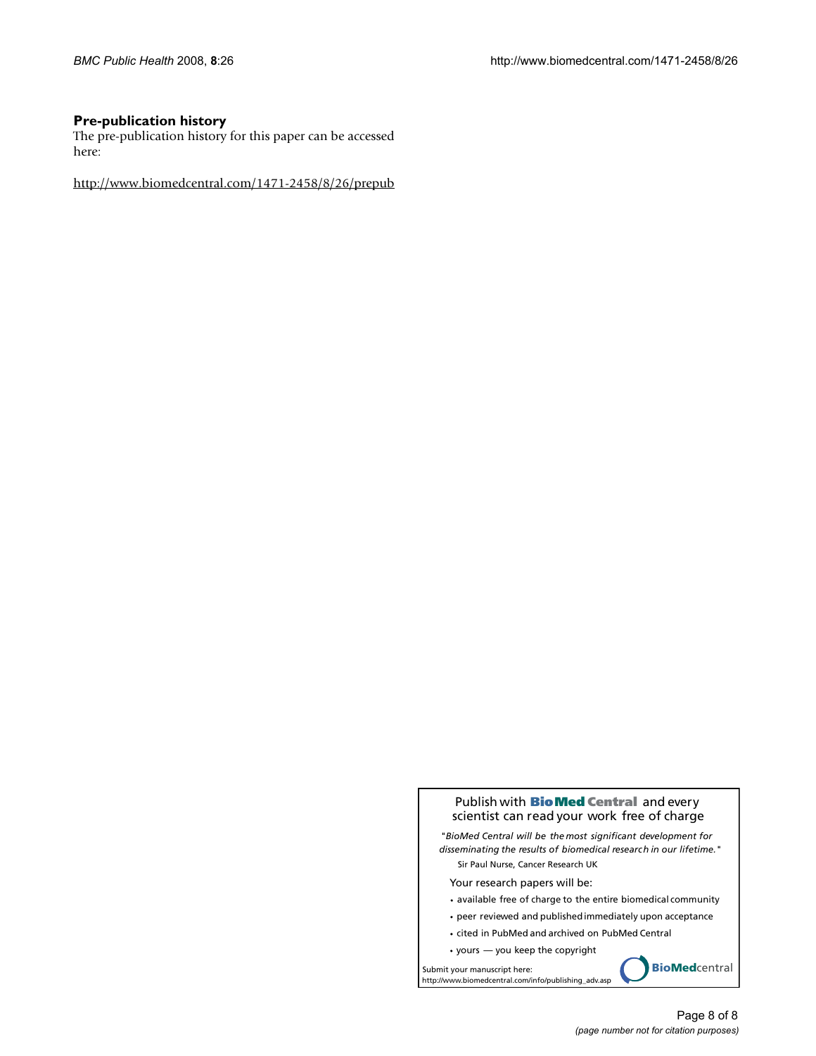### Pre-publication history

The pre-publication history for this paper can be accessed here:

http://www.biomedcentral.com/1471-2458/8/26/prepub

Publish with **BioMed Central** and every scientist can read your work free of charge

*"BioMed Central will be the most significant development for disseminating the results of biomedical research in our lifetime."*

Sir Paul Nurse, Cancer Research UK

Your research papers will be:

- available free of charge to the entire biomedical community
- peer reviewed and published immediately upon acceptance
- cited in PubMed and archived on PubMed Central
- yours — you keep the copyright

Submit your manuscript here:
http://www.biomedcentral.com/info/publishing_adv.asp

**BioMed**central